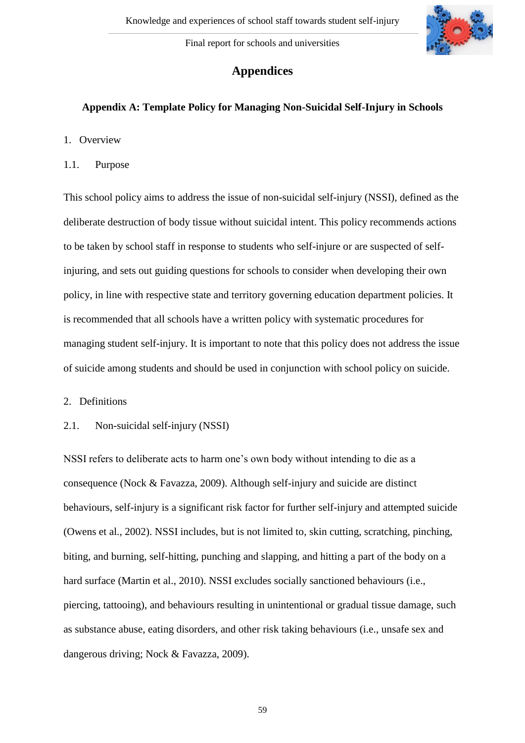# Appendices

## Appendix A: Template Policy for Managing Non-Suicidal Self-Injury in Schools

1. Overview

1.1. Purpose

This school policy aims to address the issue of non-suicidal self-injury (NSSI), defined as the deliberate destruction of body tissue without suicidal intent. This policy recommends actions to be taken by school staff in response to students who self-injure or are suspected of self-injuring, and sets out guiding questions for schools to consider when developing their own policy, in line with respective state and territory governing education department policies. It is recommended that all schools have a written policy with systematic procedures for managing student self-injury. It is important to note that this policy does not address the issue of suicide among students and should be used in conjunction with school policy on suicide.

2. Definitions

2.1. Non-suicidal self-injury (NSSI)

NSSI refers to deliberate acts to harm one's own body without intending to die as a consequence (Nock & Favazza, 2009). Although self-injury and suicide are distinct behaviours, self-injury is a significant risk factor for further self-injury and attempted suicide (Owens et al., 2002). NSSI includes, but is not limited to, skin cutting, scratching, pinching, biting, and burning, self-hitting, punching and slapping, and hitting a part of the body on a hard surface (Martin et al., 2010). NSSI excludes socially sanctioned behaviours (i.e., piercing, tattooing), and behaviours resulting in unintentional or gradual tissue damage, such as substance abuse, eating disorders, and other risk taking behaviours (i.e., unsafe sex and dangerous driving; Nock & Favazza, 2009).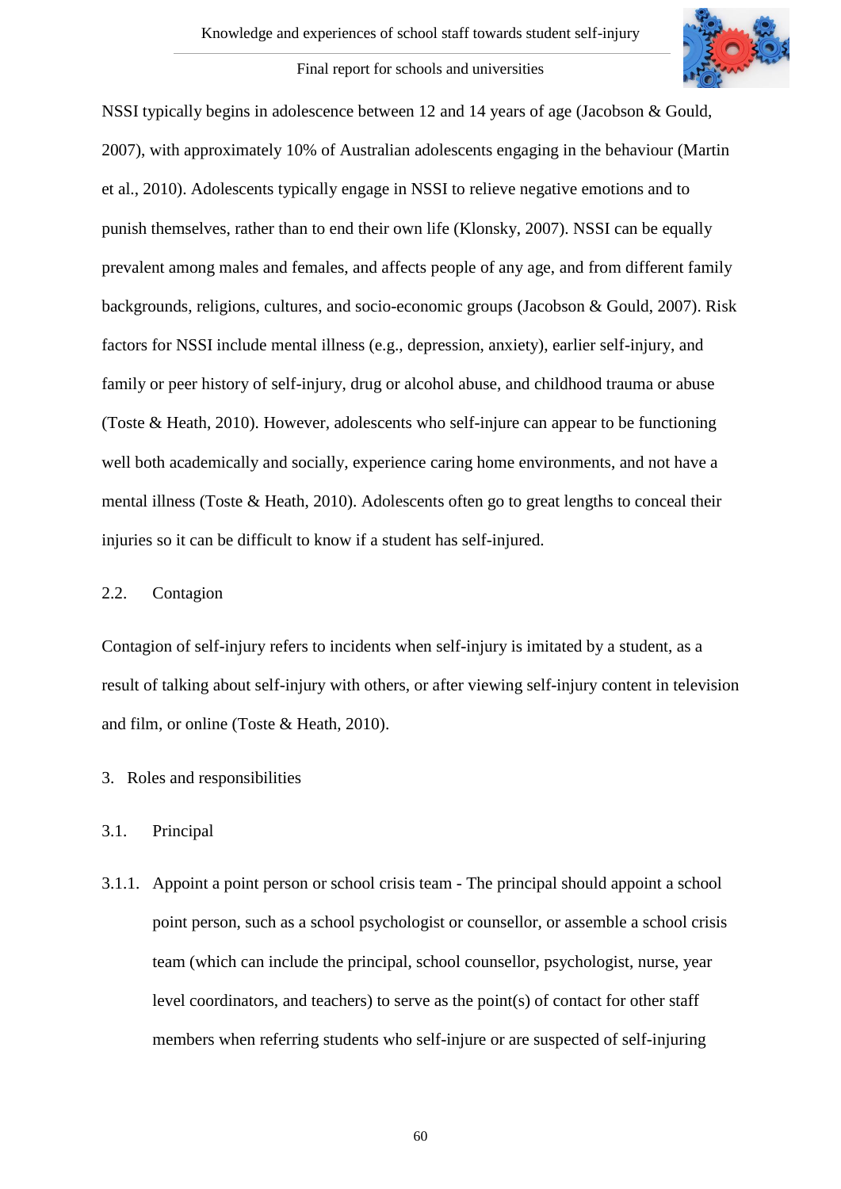NSSI typically begins in adolescence between 12 and 14 years of age (Jacobson & Gould, 2007), with approximately 10% of Australian adolescents engaging in the behaviour (Martin et al., 2010). Adolescents typically engage in NSSI to relieve negative emotions and to punish themselves, rather than to end their own life (Klonsky, 2007). NSSI can be equally prevalent among males and females, and affects people of any age, and from different family backgrounds, religions, cultures, and socio-economic groups (Jacobson & Gould, 2007). Risk factors for NSSI include mental illness (e.g., depression, anxiety), earlier self-injury, and family or peer history of self-injury, drug or alcohol abuse, and childhood trauma or abuse (Toste & Heath, 2010). However, adolescents who self-injure can appear to be functioning well both academically and socially, experience caring home environments, and not have a mental illness (Toste & Heath, 2010). Adolescents often go to great lengths to conceal their injuries so it can be difficult to know if a student has self-injured.

### 2.2. Contagion

Contagion of self-injury refers to incidents when self-injury is imitated by a student, as a result of talking about self-injury with others, or after viewing self-injury content in television and film, or online (Toste & Heath, 2010).

## 3. Roles and responsibilities

### 3.1. Principal

3.1.1. Appoint a point person or school crisis team - The principal should appoint a school point person, such as a school psychologist or counsellor, or assemble a school crisis team (which can include the principal, school counsellor, psychologist, nurse, year level coordinators, and teachers) to serve as the point(s) of contact for other staff members when referring students who self-injure or are suspected of self-injuring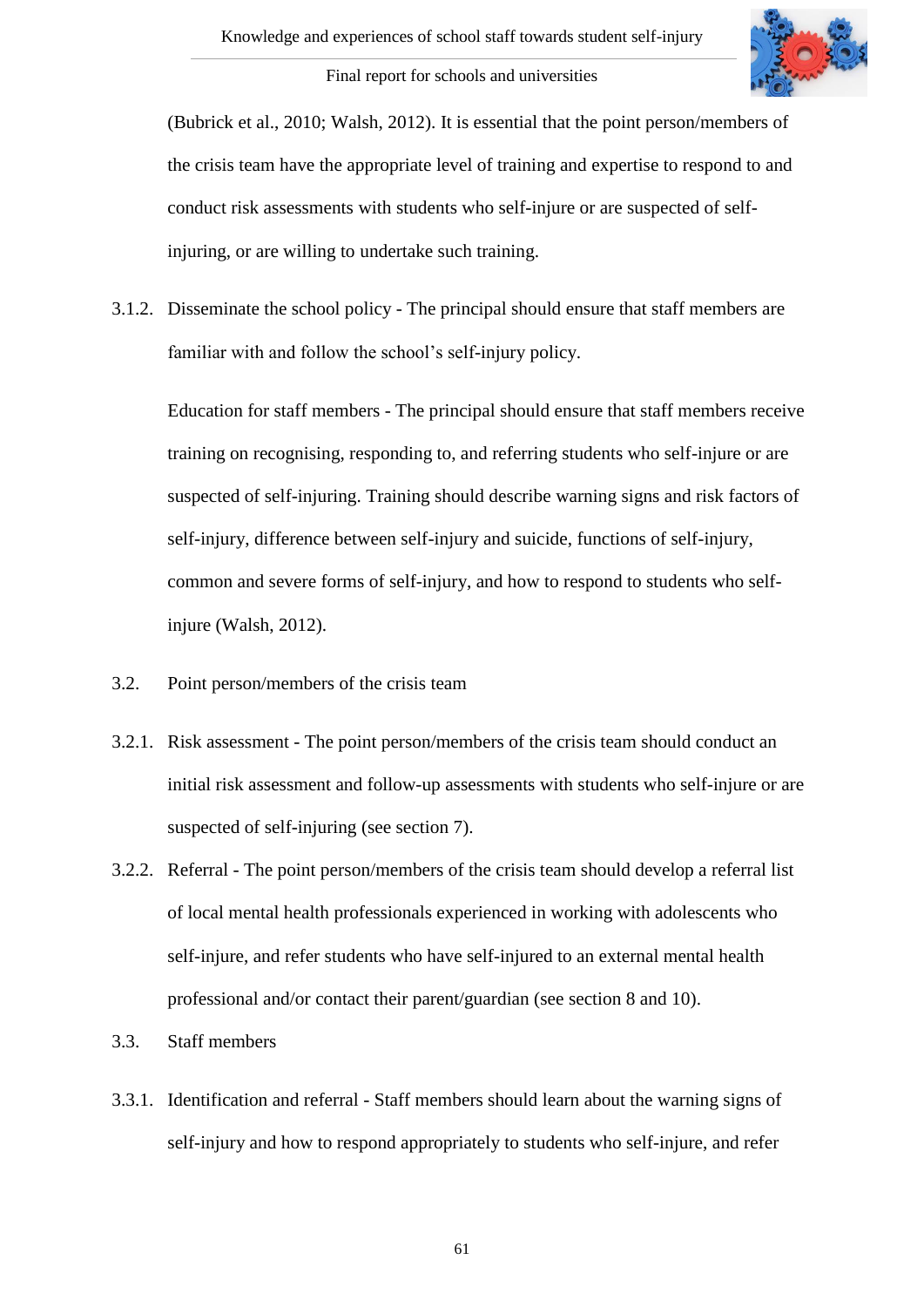(Bubrick et al., 2010; Walsh, 2012). It is essential that the point person/members of the crisis team have the appropriate level of training and expertise to respond to and conduct risk assessments with students who self-injure or are suspected of self-injuring, or are willing to undertake such training.

3.1.2. Disseminate the school policy - The principal should ensure that staff members are familiar with and follow the school's self-injury policy.

Education for staff members - The principal should ensure that staff members receive training on recognising, responding to, and referring students who self-injure or are suspected of self-injuring. Training should describe warning signs and risk factors of self-injury, difference between self-injury and suicide, functions of self-injury, common and severe forms of self-injury, and how to respond to students who self-injure (Walsh, 2012).

3.2. Point person/members of the crisis team

3.2.1. Risk assessment - The point person/members of the crisis team should conduct an initial risk assessment and follow-up assessments with students who self-injure or are suspected of self-injuring (see section 7).

3.2.2. Referral - The point person/members of the crisis team should develop a referral list of local mental health professionals experienced in working with adolescents who self-injure, and refer students who have self-injured to an external mental health professional and/or contact their parent/guardian (see section 8 and 10).

3.3. Staff members

3.3.1. Identification and referral - Staff members should learn about the warning signs of self-injury and how to respond appropriately to students who self-injure, and refer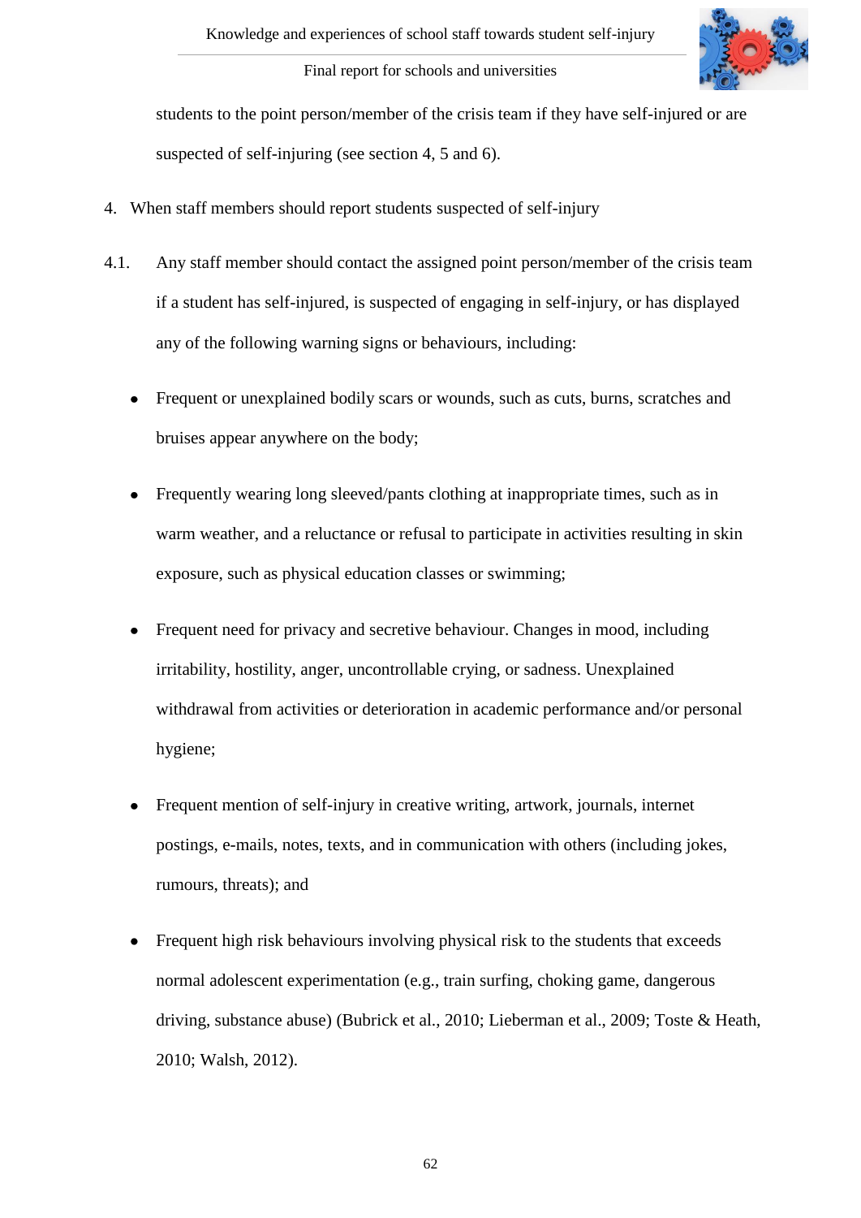students to the point person/member of the crisis team if they have self-injured or are suspected of self-injuring (see section 4, 5 and 6).

4. When staff members should report students suspected of self-injury

4.1. Any staff member should contact the assigned point person/member of the crisis team if a student has self-injured, is suspected of engaging in self-injury, or has displayed any of the following warning signs or behaviours, including:

- Frequent or unexplained bodily scars or wounds, such as cuts, burns, scratches and bruises appear anywhere on the body;
- Frequently wearing long sleeved/pants clothing at inappropriate times, such as in warm weather, and a reluctance or refusal to participate in activities resulting in skin exposure, such as physical education classes or swimming;
- Frequent need for privacy and secretive behaviour. Changes in mood, including irritability, hostility, anger, uncontrollable crying, or sadness. Unexplained withdrawal from activities or deterioration in academic performance and/or personal hygiene;
- Frequent mention of self-injury in creative writing, artwork, journals, internet postings, e-mails, notes, texts, and in communication with others (including jokes, rumours, threats); and
- Frequent high risk behaviours involving physical risk to the students that exceeds normal adolescent experimentation (e.g., train surfing, choking game, dangerous driving, substance abuse) (Bubrick et al., 2010; Lieberman et al., 2009; Toste & Heath, 2010; Walsh, 2012).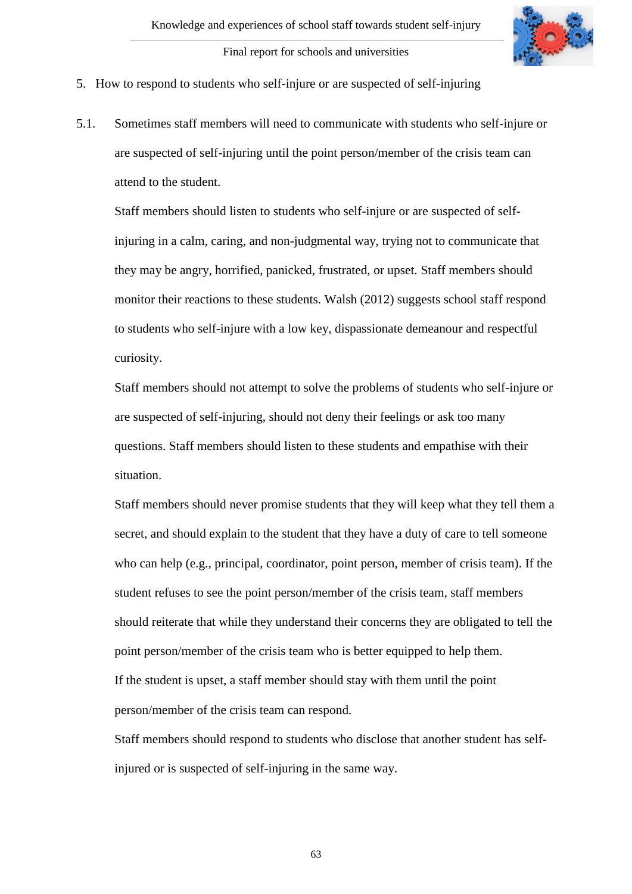5. How to respond to students who self-injure or are suspected of self-injuring

5.1. Sometimes staff members will need to communicate with students who self-injure or are suspected of self-injuring until the point person/member of the crisis team can attend to the student.

Staff members should listen to students who self-injure or are suspected of self-injuring in a calm, caring, and non-judgmental way, trying not to communicate that they may be angry, horrified, panicked, frustrated, or upset. Staff members should monitor their reactions to these students. Walsh (2012) suggests school staff respond to students who self-injure with a low key, dispassionate demeanour and respectful curiosity.

Staff members should not attempt to solve the problems of students who self-injure or are suspected of self-injuring, should not deny their feelings or ask too many questions. Staff members should listen to these students and empathise with their situation.

Staff members should never promise students that they will keep what they tell them a secret, and should explain to the student that they have a duty of care to tell someone who can help (e.g., principal, coordinator, point person, member of crisis team). If the student refuses to see the point person/member of the crisis team, staff members should reiterate that while they understand their concerns they are obligated to tell the point person/member of the crisis team who is better equipped to help them.

If the student is upset, a staff member should stay with them until the point person/member of the crisis team can respond.

Staff members should respond to students who disclose that another student has self-injured or is suspected of self-injuring in the same way.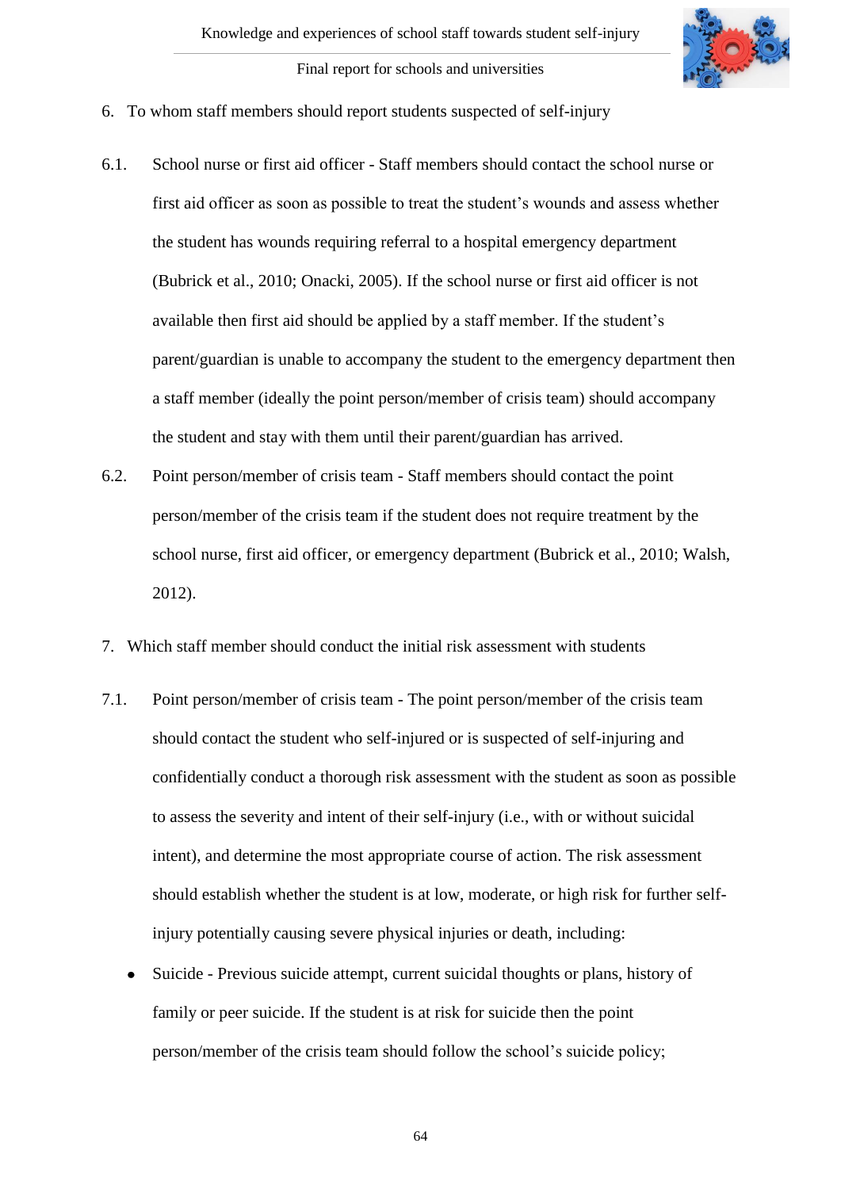6. To whom staff members should report students suspected of self-injury

6.1. School nurse or first aid officer - Staff members should contact the school nurse or first aid officer as soon as possible to treat the student's wounds and assess whether the student has wounds requiring referral to a hospital emergency department (Bubrick et al., 2010; Onacki, 2005). If the school nurse or first aid officer is not available then first aid should be applied by a staff member. If the student's parent/guardian is unable to accompany the student to the emergency department then a staff member (ideally the point person/member of crisis team) should accompany the student and stay with them until their parent/guardian has arrived.

6.2. Point person/member of crisis team - Staff members should contact the point person/member of the crisis team if the student does not require treatment by the school nurse, first aid officer, or emergency department (Bubrick et al., 2010; Walsh, 2012).

7. Which staff member should conduct the initial risk assessment with students

7.1. Point person/member of crisis team - The point person/member of the crisis team should contact the student who self-injured or is suspected of self-injuring and confidentially conduct a thorough risk assessment with the student as soon as possible to assess the severity and intent of their self-injury (i.e., with or without suicidal intent), and determine the most appropriate course of action. The risk assessment should establish whether the student is at low, moderate, or high risk for further self-injury potentially causing severe physical injuries or death, including:

- Suicide - Previous suicide attempt, current suicidal thoughts or plans, history of family or peer suicide. If the student is at risk for suicide then the point person/member of the crisis team should follow the school's suicide policy;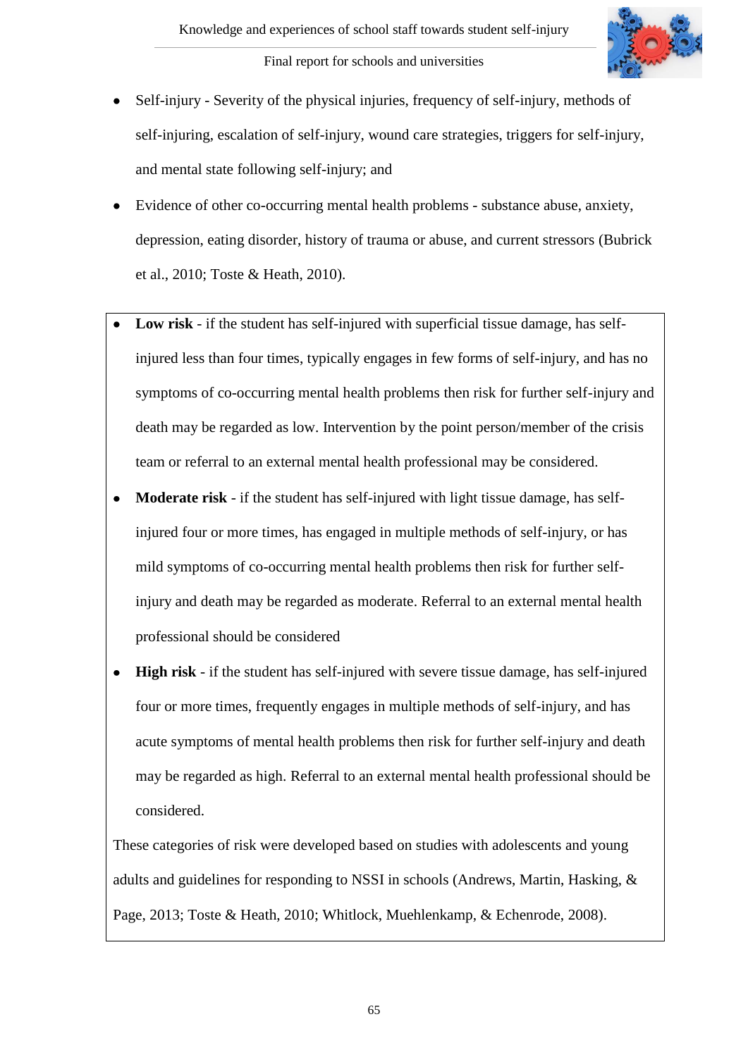- Self-injury - Severity of the physical injuries, frequency of self-injury, methods of self-injuring, escalation of self-injury, wound care strategies, triggers for self-injury, and mental state following self-injury; and
- Evidence of other co-occurring mental health problems - substance abuse, anxiety, depression, eating disorder, history of trauma or abuse, and current stressors (Bubrick et al., 2010; Toste & Heath, 2010).

- **Low risk** - if the student has self-injured with superficial tissue damage, has self-injured less than four times, typically engages in few forms of self-injury, and has no symptoms of co-occurring mental health problems then risk for further self-injury and death may be regarded as low. Intervention by the point person/member of the crisis team or referral to an external mental health professional may be considered.
- **Moderate risk** - if the student has self-injured with light tissue damage, has self-injured four or more times, has engaged in multiple methods of self-injury, or has mild symptoms of co-occurring mental health problems then risk for further self-injury and death may be regarded as moderate. Referral to an external mental health professional should be considered
- **High risk** - if the student has self-injured with severe tissue damage, has self-injured four or more times, frequently engages in multiple methods of self-injury, and has acute symptoms of mental health problems then risk for further self-injury and death may be regarded as high. Referral to an external mental health professional should be considered.

These categories of risk were developed based on studies with adolescents and young adults and guidelines for responding to NSSI in schools (Andrews, Martin, Hasking, & Page, 2013; Toste & Heath, 2010; Whitlock, Muehlenkamp, & Echenrode, 2008).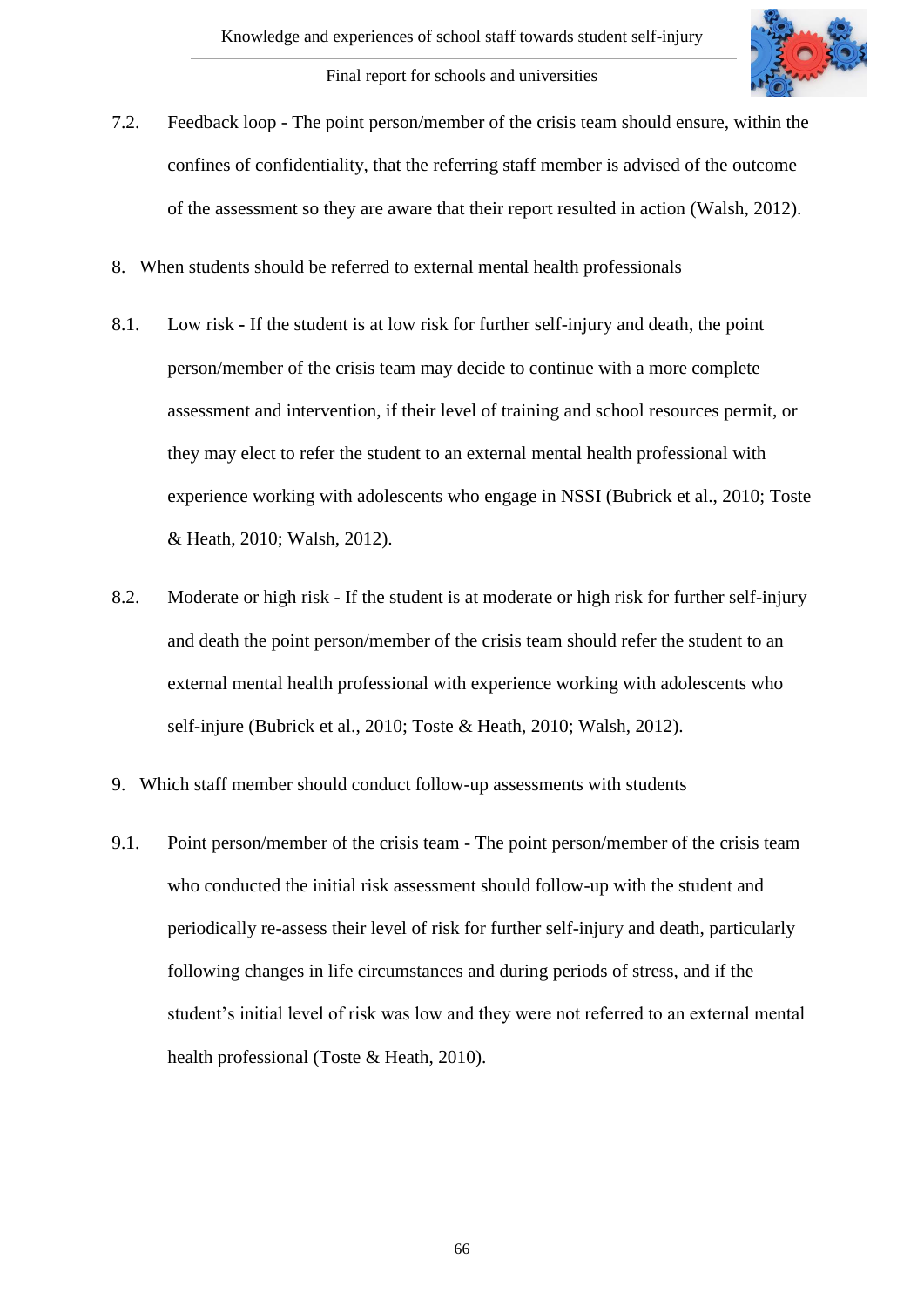7.2. Feedback loop - The point person/member of the crisis team should ensure, within the confines of confidentiality, that the referring staff member is advised of the outcome of the assessment so they are aware that their report resulted in action (Walsh, 2012).

8. When students should be referred to external mental health professionals

8.1. Low risk - If the student is at low risk for further self-injury and death, the point person/member of the crisis team may decide to continue with a more complete assessment and intervention, if their level of training and school resources permit, or they may elect to refer the student to an external mental health professional with experience working with adolescents who engage in NSSI (Bubrick et al., 2010; Toste & Heath, 2010; Walsh, 2012).

8.2. Moderate or high risk - If the student is at moderate or high risk for further self-injury and death the point person/member of the crisis team should refer the student to an external mental health professional with experience working with adolescents who self-injure (Bubrick et al., 2010; Toste & Heath, 2010; Walsh, 2012).

9. Which staff member should conduct follow-up assessments with students

9.1. Point person/member of the crisis team - The point person/member of the crisis team who conducted the initial risk assessment should follow-up with the student and periodically re-assess their level of risk for further self-injury and death, particularly following changes in life circumstances and during periods of stress, and if the student's initial level of risk was low and they were not referred to an external mental health professional (Toste & Heath, 2010).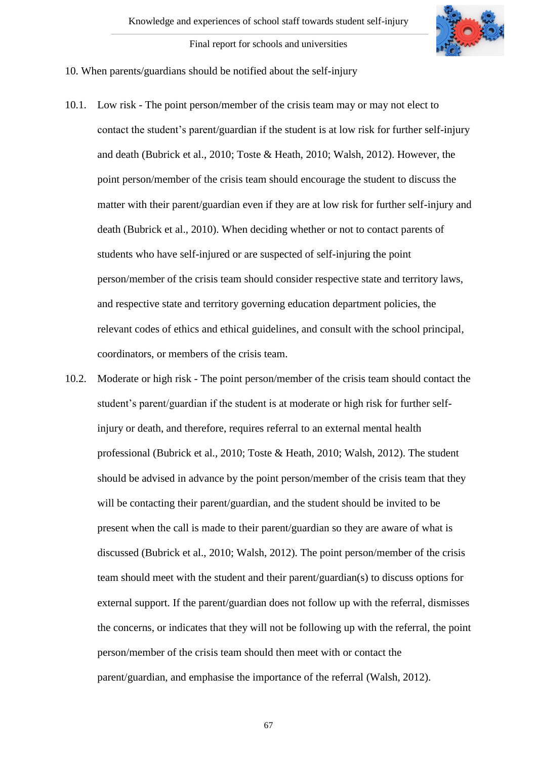10. When parents/guardians should be notified about the self-injury

10.1. Low risk - The point person/member of the crisis team may or may not elect to contact the student's parent/guardian if the student is at low risk for further self-injury and death (Bubrick et al., 2010; Toste & Heath, 2010; Walsh, 2012). However, the point person/member of the crisis team should encourage the student to discuss the matter with their parent/guardian even if they are at low risk for further self-injury and death (Bubrick et al., 2010). When deciding whether or not to contact parents of students who have self-injured or are suspected of self-injuring the point person/member of the crisis team should consider respective state and territory laws, and respective state and territory governing education department policies, the relevant codes of ethics and ethical guidelines, and consult with the school principal, coordinators, or members of the crisis team.

10.2. Moderate or high risk - The point person/member of the crisis team should contact the student's parent/guardian if the student is at moderate or high risk for further self-injury or death, and therefore, requires referral to an external mental health professional (Bubrick et al., 2010; Toste & Heath, 2010; Walsh, 2012). The student should be advised in advance by the point person/member of the crisis team that they will be contacting their parent/guardian, and the student should be invited to be present when the call is made to their parent/guardian so they are aware of what is discussed (Bubrick et al., 2010; Walsh, 2012). The point person/member of the crisis team should meet with the student and their parent/guardian(s) to discuss options for external support. If the parent/guardian does not follow up with the referral, dismisses the concerns, or indicates that they will not be following up with the referral, the point person/member of the crisis team should then meet with or contact the parent/guardian, and emphasise the importance of the referral (Walsh, 2012).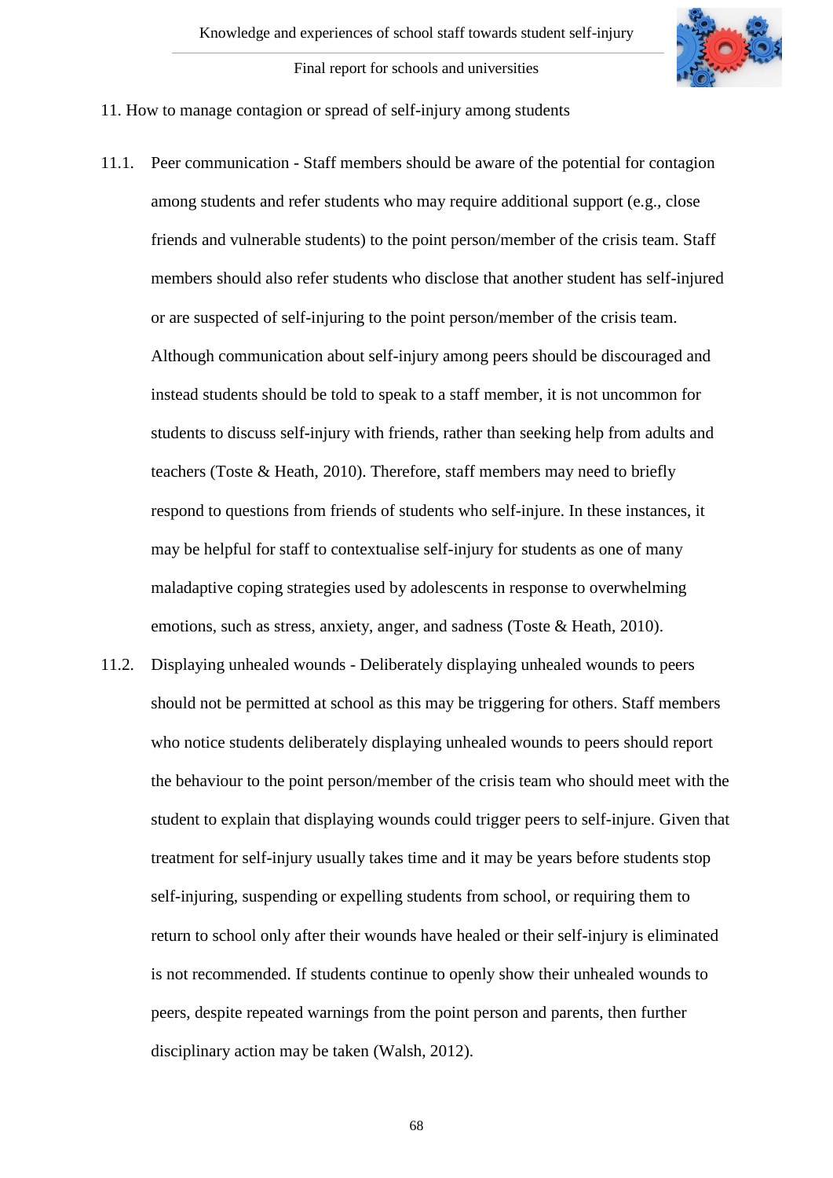## 11. How to manage contagion or spread of self-injury among students

11.1. Peer communication - Staff members should be aware of the potential for contagion among students and refer students who may require additional support (e.g., close friends and vulnerable students) to the point person/member of the crisis team. Staff members should also refer students who disclose that another student has self-injured or are suspected of self-injuring to the point person/member of the crisis team. Although communication about self-injury among peers should be discouraged and instead students should be told to speak to a staff member, it is not uncommon for students to discuss self-injury with friends, rather than seeking help from adults and teachers (Toste & Heath, 2010). Therefore, staff members may need to briefly respond to questions from friends of students who self-injure. In these instances, it may be helpful for staff to contextualise self-injury for students as one of many maladaptive coping strategies used by adolescents in response to overwhelming emotions, such as stress, anxiety, anger, and sadness (Toste & Heath, 2010).

11.2. Displaying unhealed wounds - Deliberately displaying unhealed wounds to peers should not be permitted at school as this may be triggering for others. Staff members who notice students deliberately displaying unhealed wounds to peers should report the behaviour to the point person/member of the crisis team who should meet with the student to explain that displaying wounds could trigger peers to self-injure. Given that treatment for self-injury usually takes time and it may be years before students stop self-injuring, suspending or expelling students from school, or requiring them to return to school only after their wounds have healed or their self-injury is eliminated is not recommended. If students continue to openly show their unhealed wounds to peers, despite repeated warnings from the point person and parents, then further disciplinary action may be taken (Walsh, 2012).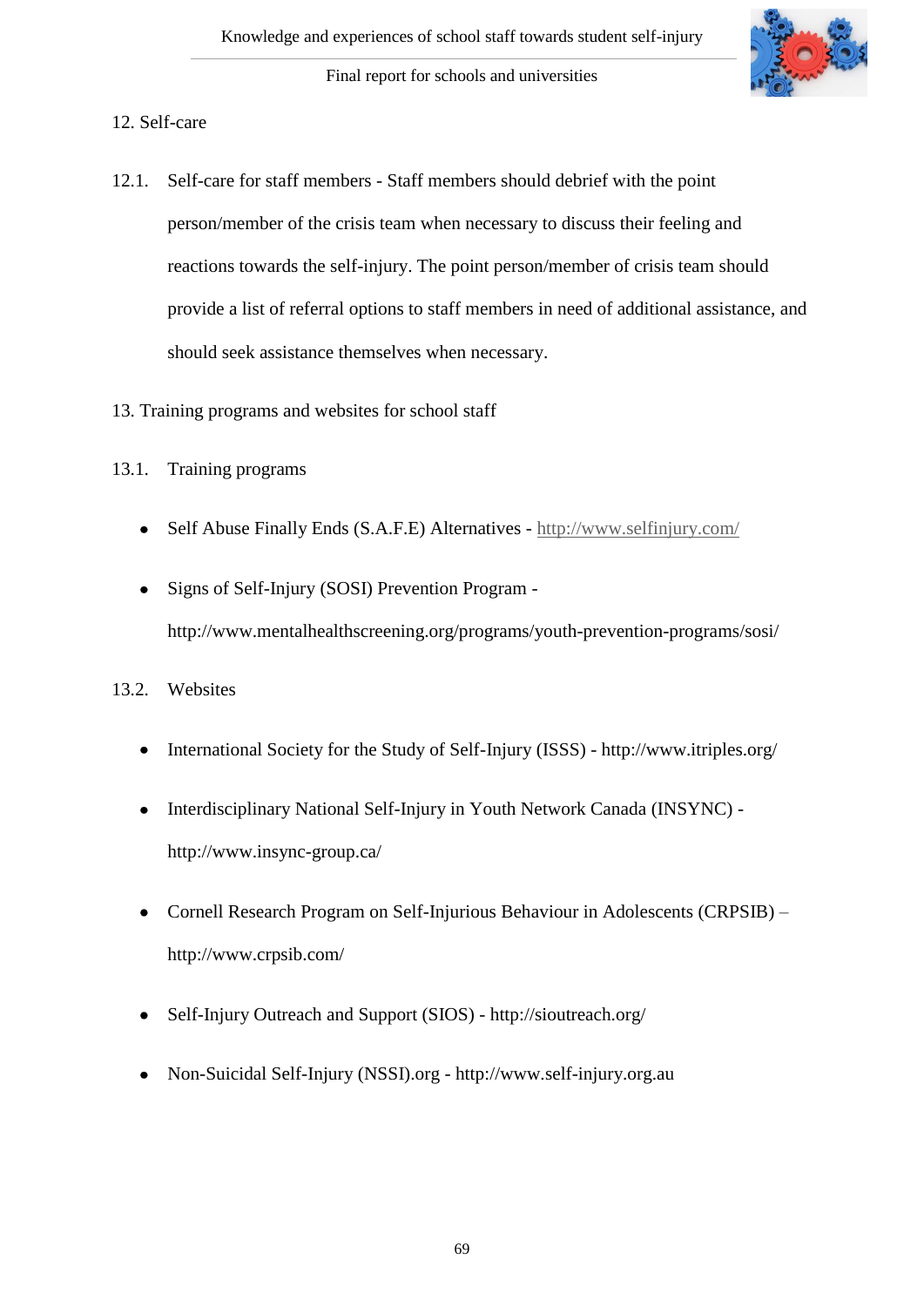## 12. Self-care

12.1. Self-care for staff members - Staff members should debrief with the point person/member of the crisis team when necessary to discuss their feeling and reactions towards the self-injury. The point person/member of crisis team should provide a list of referral options to staff members in need of additional assistance, and should seek assistance themselves when necessary.

## 13. Training programs and websites for school staff

### 13.1. Training programs

- Self Abuse Finally Ends (S.A.F.E) Alternatives - http://www.selfinjury.com/
- Signs of Self-Injury (SOSI) Prevention Program - http://www.mentalhealthscreening.org/programs/youth-prevention-programs/sosi/

### 13.2. Websites

- International Society for the Study of Self-Injury (ISSS) - http://www.itriples.org/
- Interdisciplinary National Self-Injury in Youth Network Canada (INSYNC) - http://www.insync-group.ca/
- Cornell Research Program on Self-Injurious Behaviour in Adolescents (CRPSIB) – http://www.crpsib.com/
- Self-Injury Outreach and Support (SIOS) - http://sioutreach.org/
- Non-Suicidal Self-Injury (NSSI).org - http://www.self-injury.org.au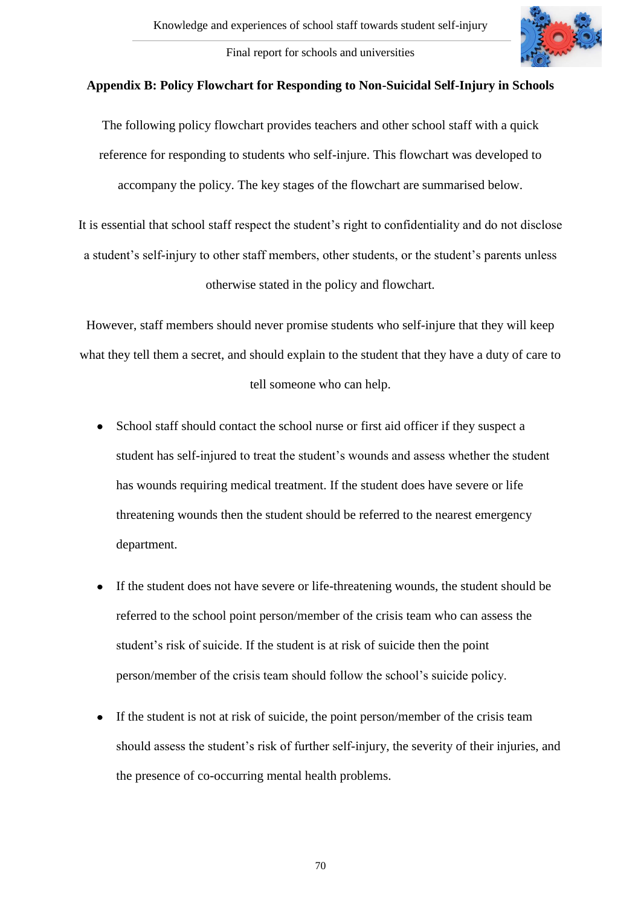## Appendix B: Policy Flowchart for Responding to Non-Suicidal Self-Injury in Schools

The following policy flowchart provides teachers and other school staff with a quick reference for responding to students who self-injure. This flowchart was developed to accompany the policy. The key stages of the flowchart are summarised below.

It is essential that school staff respect the student's right to confidentiality and do not disclose a student's self-injury to other staff members, other students, or the student's parents unless otherwise stated in the policy and flowchart.

However, staff members should never promise students who self-injure that they will keep what they tell them a secret, and should explain to the student that they have a duty of care to tell someone who can help.

- School staff should contact the school nurse or first aid officer if they suspect a student has self-injured to treat the student's wounds and assess whether the student has wounds requiring medical treatment. If the student does have severe or life threatening wounds then the student should be referred to the nearest emergency department.
- If the student does not have severe or life-threatening wounds, the student should be referred to the school point person/member of the crisis team who can assess the student's risk of suicide. If the student is at risk of suicide then the point person/member of the crisis team should follow the school's suicide policy.
- If the student is not at risk of suicide, the point person/member of the crisis team should assess the student's risk of further self-injury, the severity of their injuries, and the presence of co-occurring mental health problems.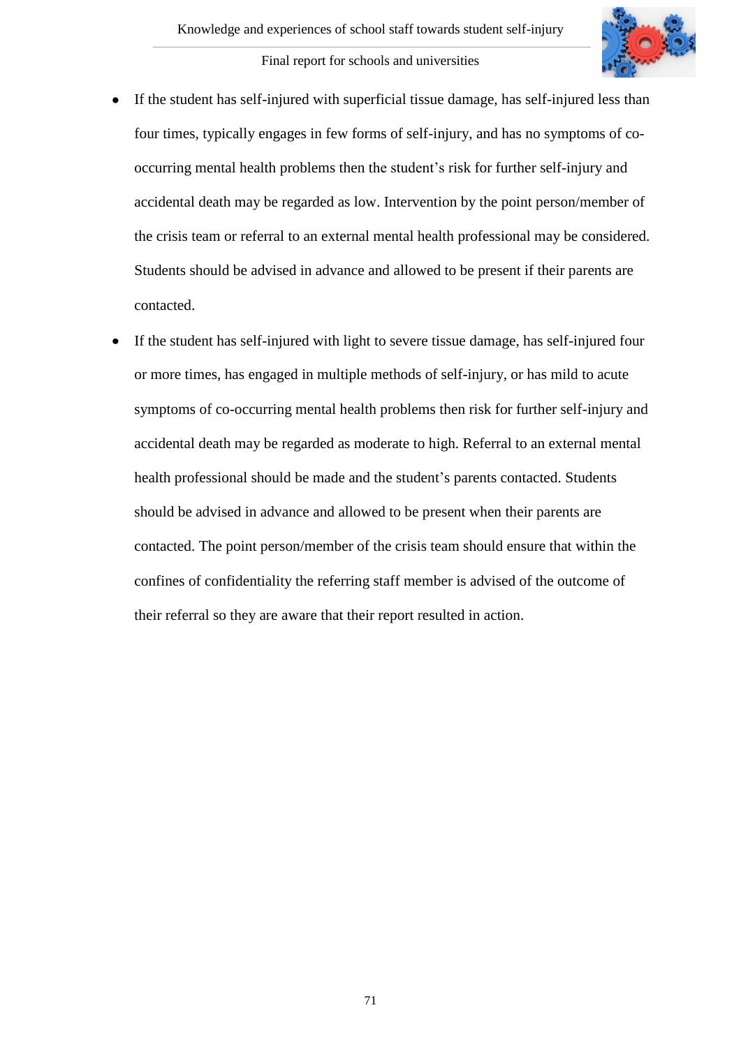- If the student has self-injured with superficial tissue damage, has self-injured less than four times, typically engages in few forms of self-injury, and has no symptoms of co-occurring mental health problems then the student's risk for further self-injury and accidental death may be regarded as low. Intervention by the point person/member of the crisis team or referral to an external mental health professional may be considered. Students should be advised in advance and allowed to be present if their parents are contacted.
- If the student has self-injured with light to severe tissue damage, has self-injured four or more times, has engaged in multiple methods of self-injury, or has mild to acute symptoms of co-occurring mental health problems then risk for further self-injury and accidental death may be regarded as moderate to high. Referral to an external mental health professional should be made and the student's parents contacted. Students should be advised in advance and allowed to be present when their parents are contacted. The point person/member of the crisis team should ensure that within the confines of confidentiality the referring staff member is advised of the outcome of their referral so they are aware that their report resulted in action.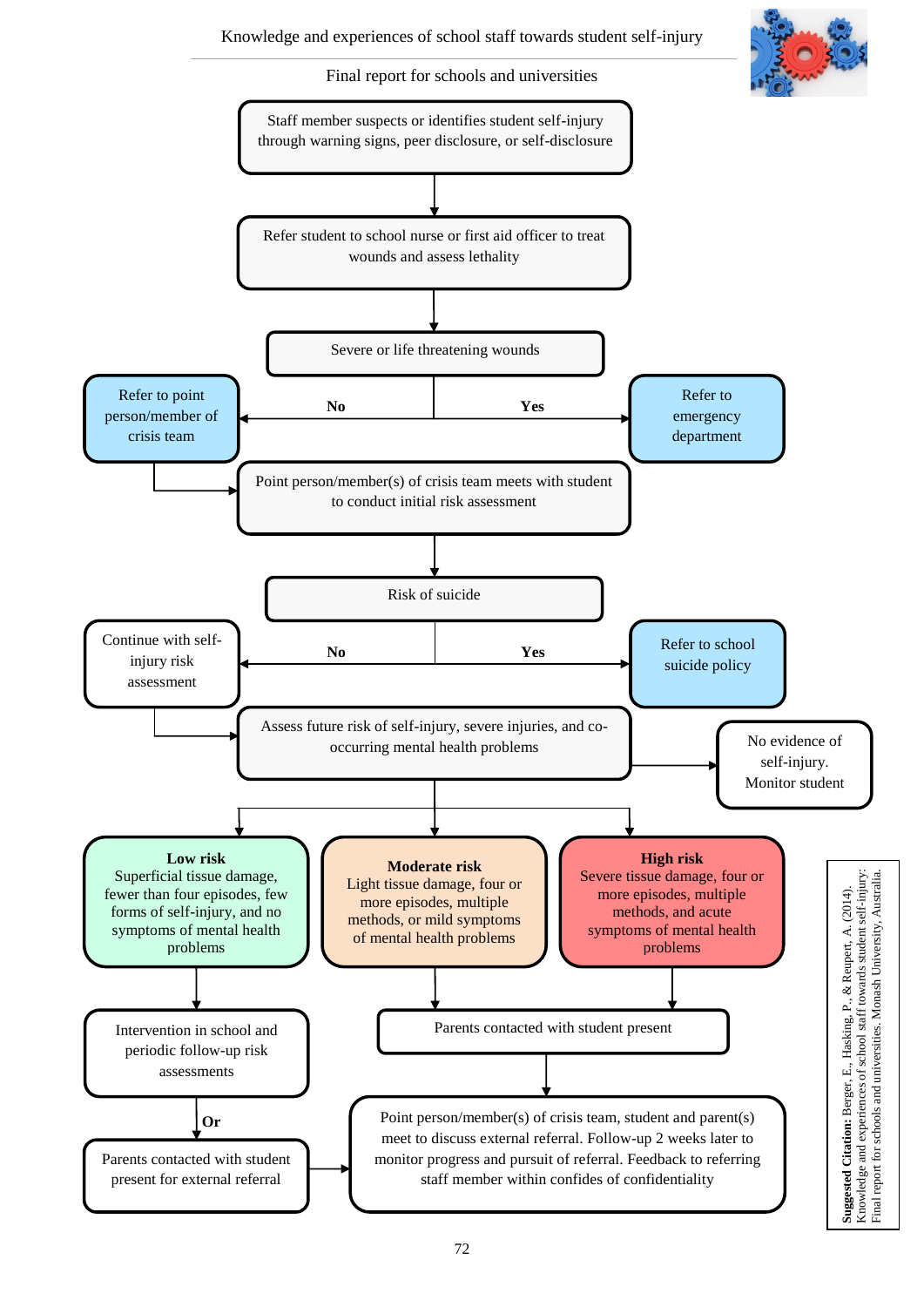Staff member suspects or identifies student self-injury through warning signs, peer disclosure, or self-disclosure

Refer student to school nurse or first aid officer to treat wounds and assess lethality

Severe or life threatening wounds

No

Yes

Refer to point person/member of crisis team

Refer to emergency department

Point person/member(s) of crisis team meets with student to conduct initial risk assessment

Risk of suicide

No

Yes

Continue with self-injury risk assessment

Refer to school suicide policy

Assess future risk of self-injury, severe injuries, and co-occurring mental health problems

No evidence of self-injury. Monitor student

**Low risk**
Superficial tissue damage, fewer than four episodes, few forms of self-injury, and no symptoms of mental health problems

**Moderate risk**
Light tissue damage, four or more episodes, multiple methods, or mild symptoms of mental health problems

**High risk**
Severe tissue damage, four or more episodes, multiple methods, and acute symptoms of mental health problems

Intervention in school and periodic follow-up risk assessments

**Or**

Parents contacted with student present for external referral

Parents contacted with student present

Point person/member(s) of crisis team, student and parent(s) meet to discuss external referral. Follow-up 2 weeks later to monitor progress and pursuit of referral. Feedback to referring staff member within confides of confidentiality

**Suggested Citation:** Berger, E., Hasking, P., & Reupert, A. (2014). Knowledge and experiences of school staff towards student self-injury: Final report for schools and universities. Monash University, Australia.